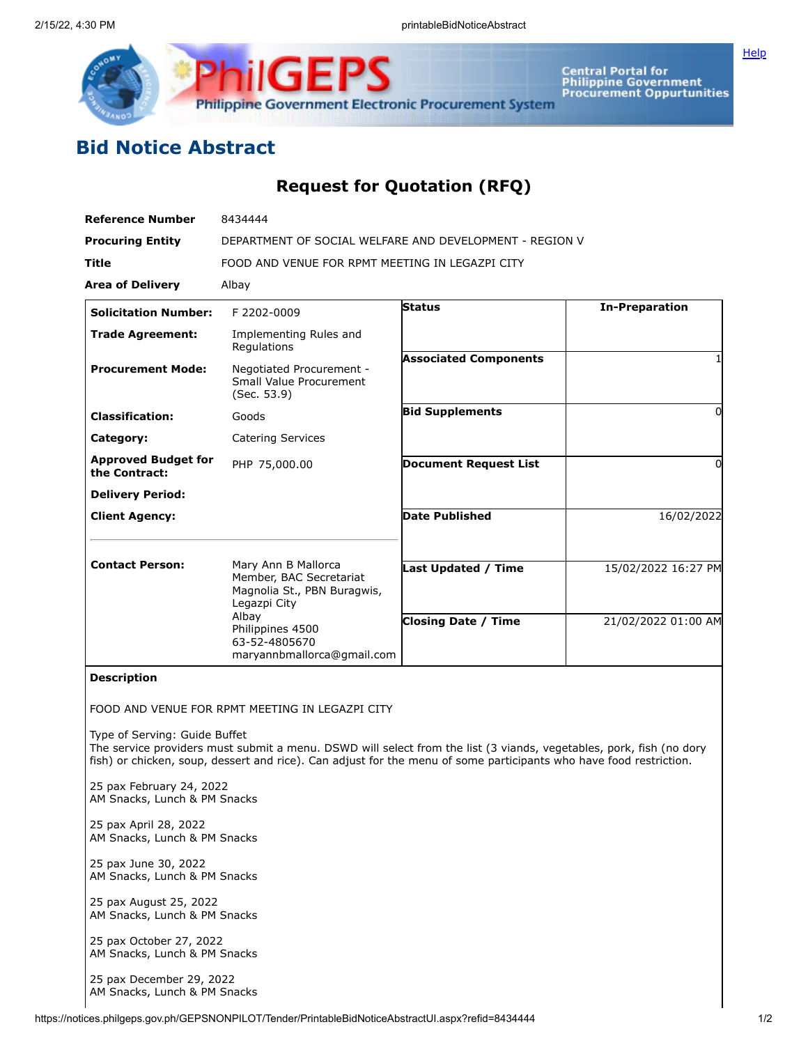# Bid Notice Abstract

## Request for Quotation (RFQ)

| | |
|---|---|
| **Reference Number** | 8434444 |
| **Procuring Entity** | DEPARTMENT OF SOCIAL WELFARE AND DEVELOPMENT - REGION V |
| **Title** | FOOD AND VENUE FOR RPMT MEETING IN LEGAZPI CITY |
| **Area of Delivery** | Albay |

| | | | |
|---|---|---|---|
| **Solicitation Number:** | F 2202-0009 | **Status** | **In-Preparation** |
| **Trade Agreement:** | Implementing Rules and Regulations | | |
| **Procurement Mode:** | Negotiated Procurement - Small Value Procurement (Sec. 53.9) | **Associated Components** | 1 |
| **Classification:** | Goods | **Bid Supplements** | 0 |
| **Category:** | Catering Services | | |
| **Approved Budget for the Contract:** | PHP 75,000.00 | **Document Request List** | 0 |
| **Delivery Period:** | | | |
| **Client Agency:** | | **Date Published** | 16/02/2022 |
| **Contact Person:** | Mary Ann B Mallorca<br>Member, BAC Secretariat<br>Magnolia St., PBN Buragwis, Legazpi City<br>Albay<br>Philippines 4500<br>63-52-4805670<br>maryannbmallorca@gmail.com | **Last Updated / Time** | 15/02/2022 16:27 PM |
| | | **Closing Date / Time** | 21/02/2022 01:00 AM |

**Description**

FOOD AND VENUE FOR RPMT MEETING IN LEGAZPI CITY

Type of Serving: Guide Buffet
The service providers must submit a menu. DSWD will select from the list (3 viands, vegetables, pork, fish (no dory fish) or chicken, soup, dessert and rice). Can adjust for the menu of some participants who have food restriction.

25 pax February 24, 2022
AM Snacks, Lunch & PM Snacks

25 pax April 28, 2022
AM Snacks, Lunch & PM Snacks

25 pax June 30, 2022
AM Snacks, Lunch & PM Snacks

25 pax August 25, 2022
AM Snacks, Lunch & PM Snacks

25 pax October 27, 2022
AM Snacks, Lunch & PM Snacks

25 pax December 29, 2022
AM Snacks, Lunch & PM Snacks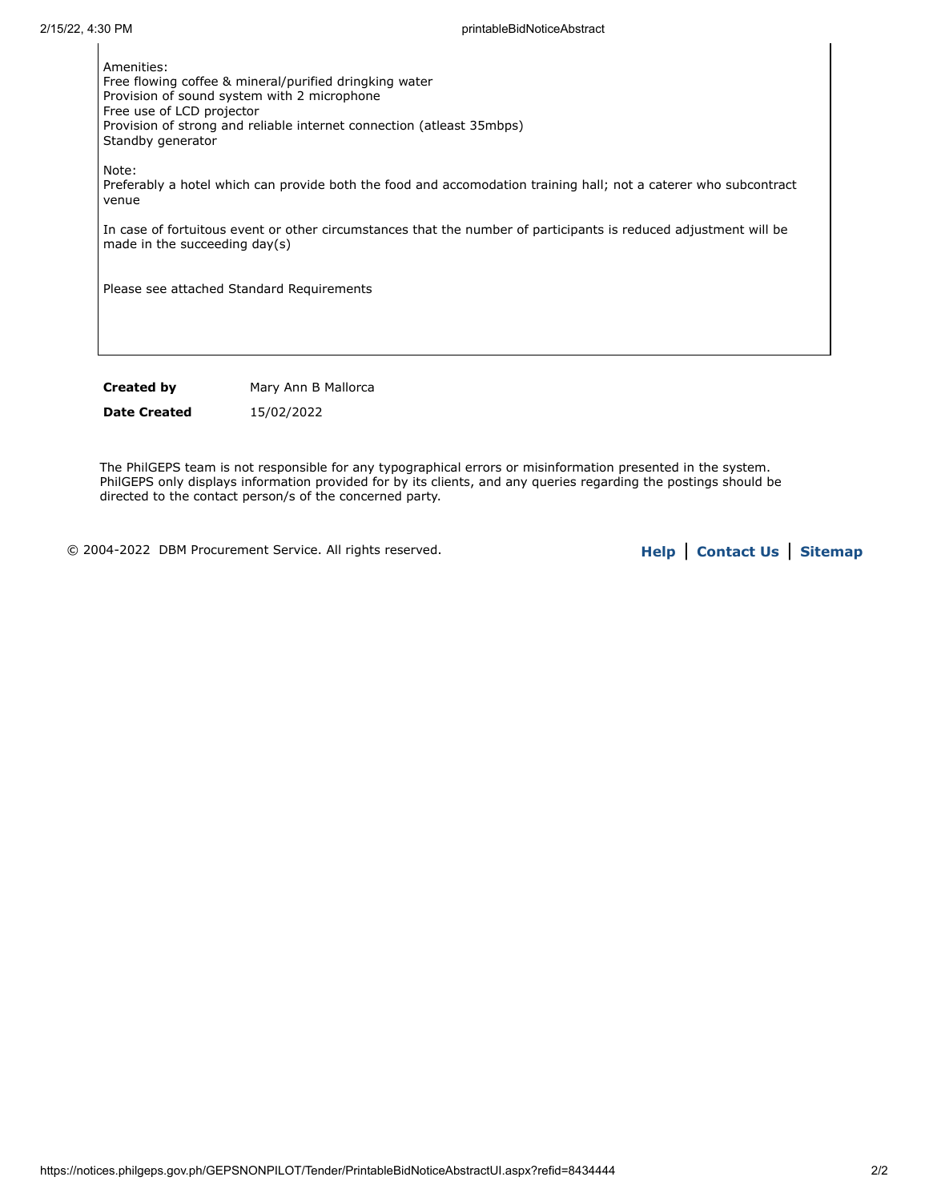Amenities:
Free flowing coffee & mineral/purified dringking water
Provision of sound system with 2 microphone
Free use of LCD projector
Provision of strong and reliable internet connection (atleast 35mbps)
Standby generator

Note:
Preferably a hotel which can provide both the food and accomodation training hall; not a caterer who subcontract venue

In case of fortuitous event or other circumstances that the number of participants is reduced adjustment will be made in the succeeding day(s)

Please see attached Standard Requirements

| | |
|---|---|
| **Created by** | Mary Ann B Mallorca |
| **Date Created** | 15/02/2022 |

The PhilGEPS team is not responsible for any typographical errors or misinformation presented in the system. PhilGEPS only displays information provided for by its clients, and any queries regarding the postings should be directed to the contact person/s of the concerned party.

© 2004-2022 DBM Procurement Service. All rights reserved.

**Help** | **Contact Us** | **Sitemap**